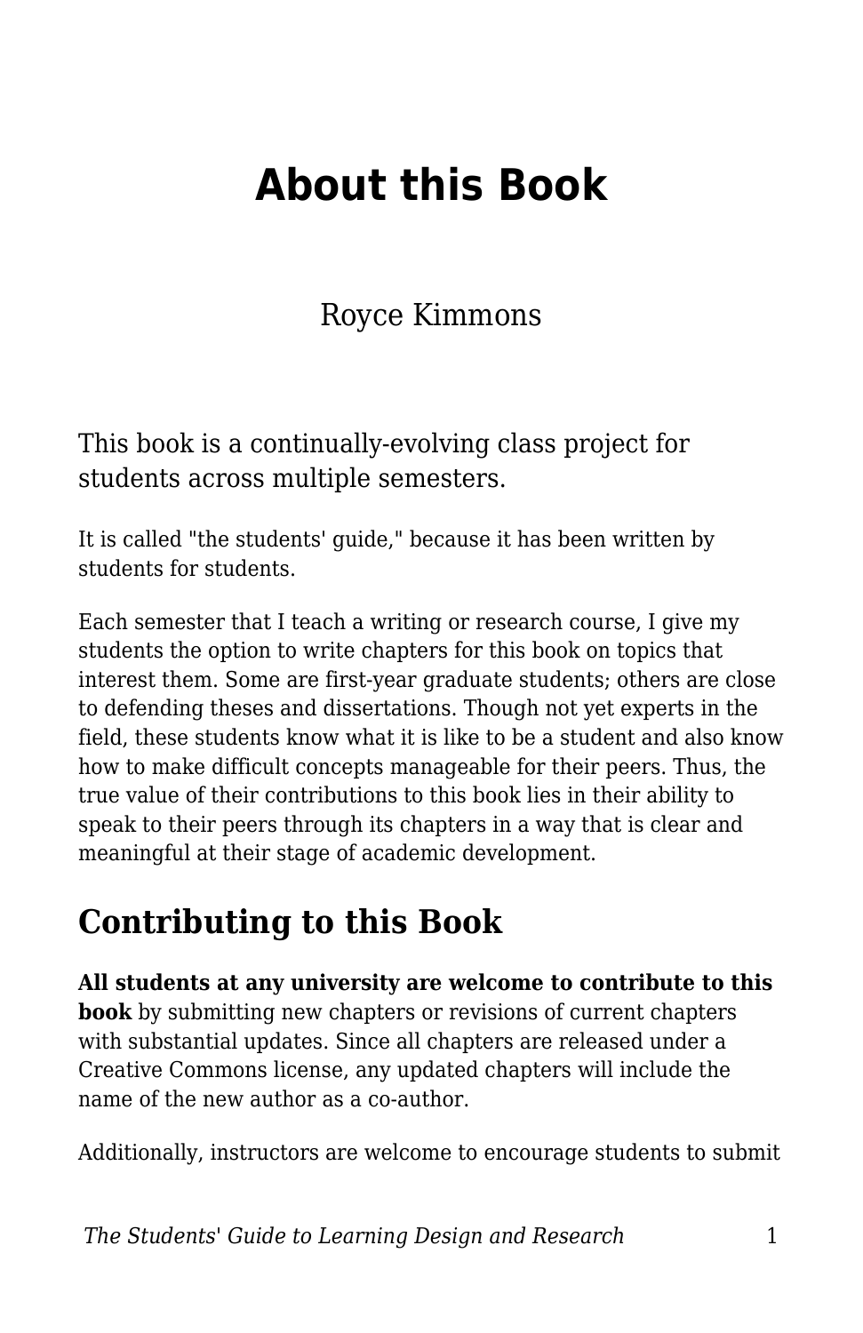# About this Book

Royce Kimmons

This book is a continually-evolving class project for students across multiple semesters.

It is called "the students' guide," because it has been written by students for students.

Each semester that I teach a writing or research course, I give my students the option to write chapters for this book on topics that interest them. Some are first-year graduate students; others are close to defending theses and dissertations. Though not yet experts in the field, these students know what it is like to be a student and also know how to make difficult concepts manageable for their peers. Thus, the true value of their contributions to this book lies in their ability to speak to their peers through its chapters in a way that is clear and meaningful at their stage of academic development.

## Contributing to this Book

**All students at any university are welcome to contribute to this book** by submitting new chapters or revisions of current chapters with substantial updates. Since all chapters are released under a Creative Commons license, any updated chapters will include the name of the new author as a co-author.

Additionally, instructors are welcome to encourage students to submit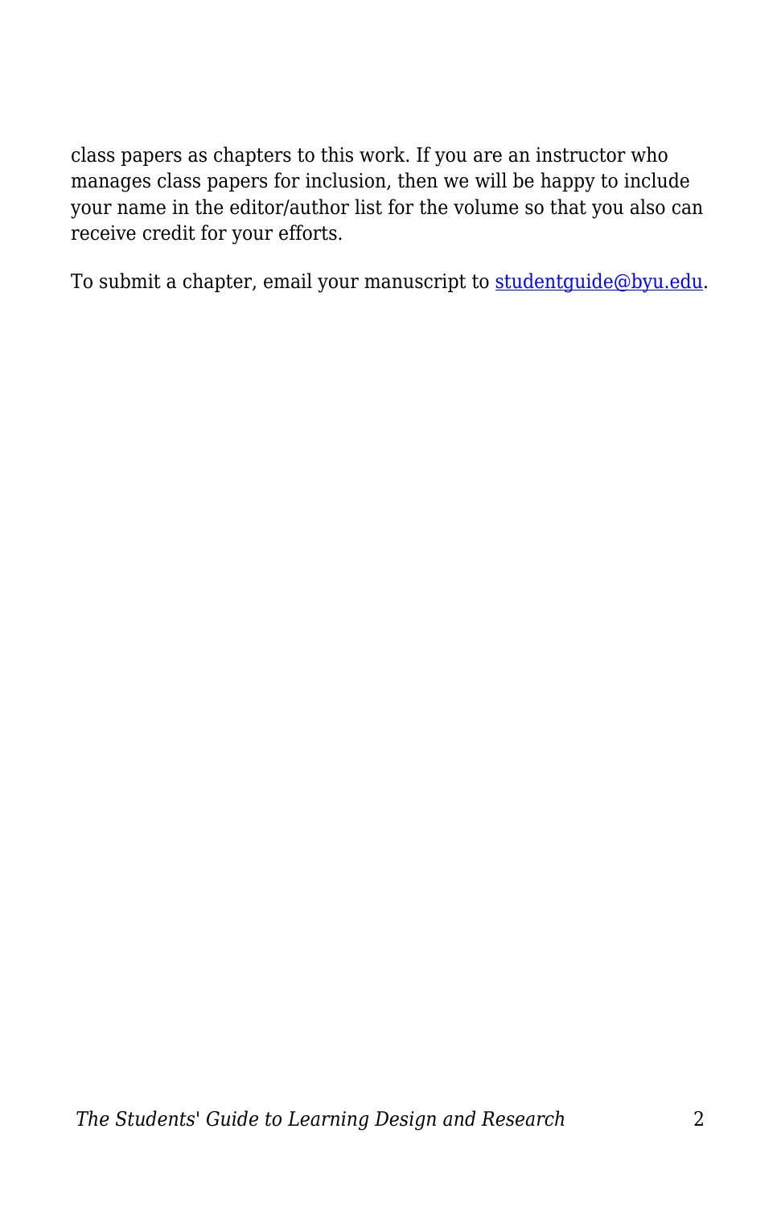class papers as chapters to this work. If you are an instructor who manages class papers for inclusion, then we will be happy to include your name in the editor/author list for the volume so that you also can receive credit for your efforts.

To submit a chapter, email your manuscript to [studentguide@byu.edu](mailto:studentguide@byu.edu).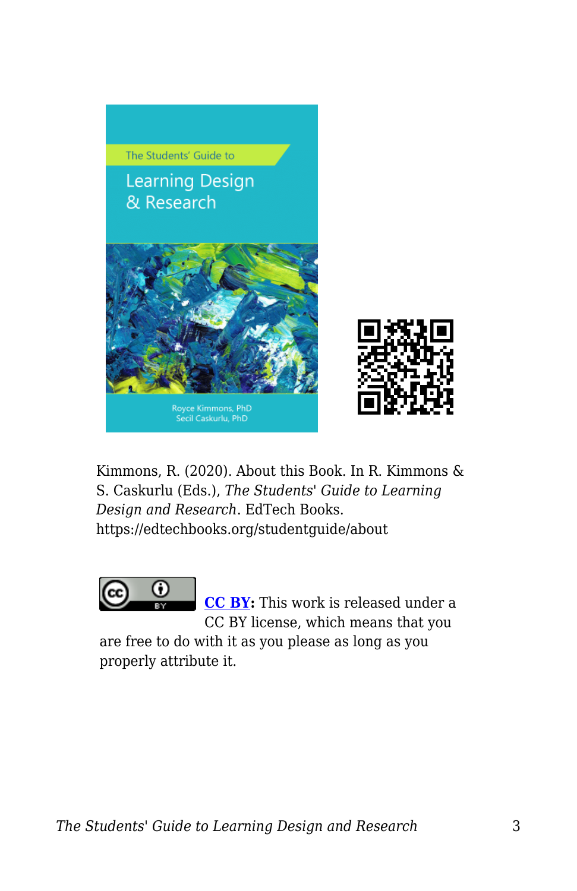Kimmons, R. (2020). About this Book. In R. Kimmons & S. Caskurlu (Eds.), *The Students' Guide to Learning Design and Research*. EdTech Books. https://edtechbooks.org/studentguide/about

**CC BY:** This work is released under a CC BY license, which means that you are free to do with it as you please as long as you properly attribute it.